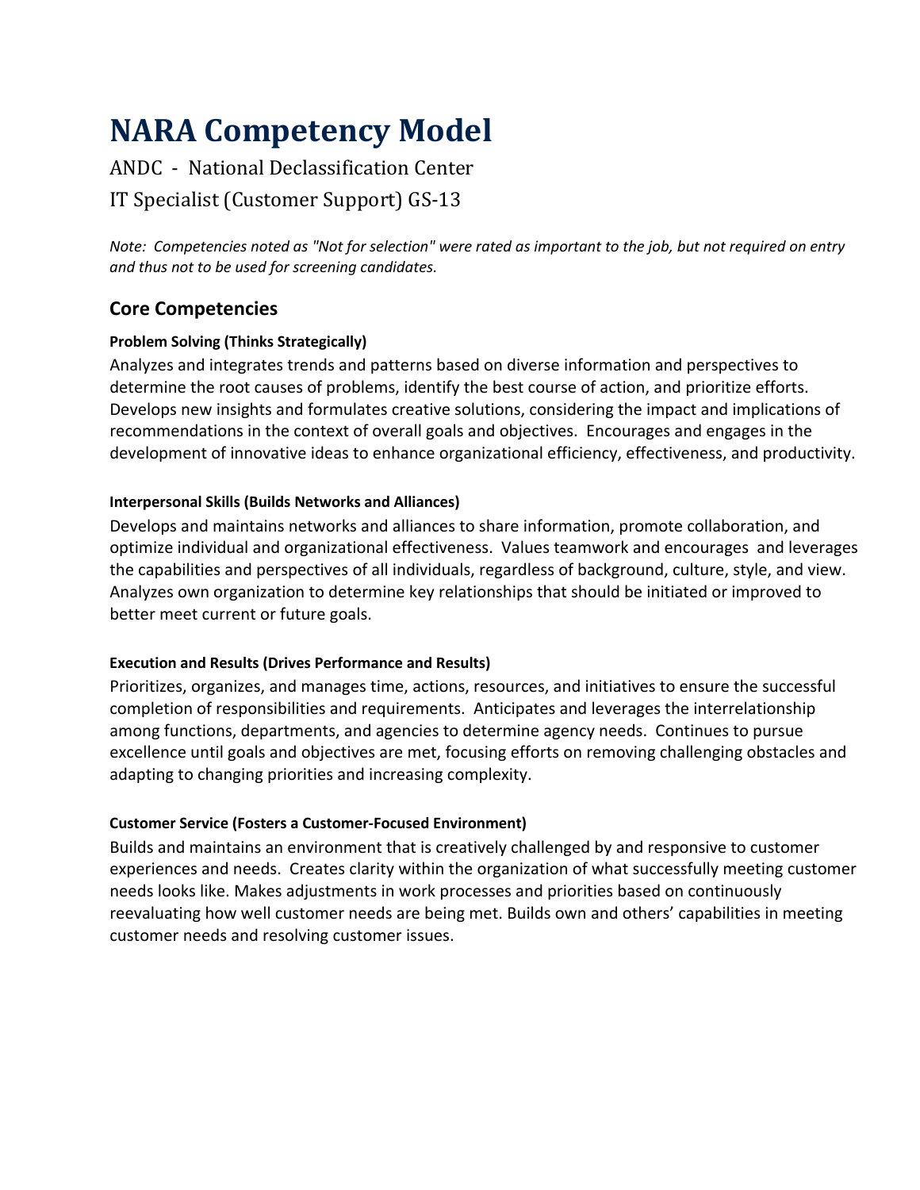# NARA Competency Model

ANDC - National Declassification Center

IT Specialist (Customer Support) GS-13

*Note: Competencies noted as "Not for selection" were rated as important to the job, but not required on entry and thus not to be used for screening candidates.*

## Core Competencies

**Problem Solving (Thinks Strategically)**

Analyzes and integrates trends and patterns based on diverse information and perspectives to determine the root causes of problems, identify the best course of action, and prioritize efforts. Develops new insights and formulates creative solutions, considering the impact and implications of recommendations in the context of overall goals and objectives. Encourages and engages in the development of innovative ideas to enhance organizational efficiency, effectiveness, and productivity.

**Interpersonal Skills (Builds Networks and Alliances)**

Develops and maintains networks and alliances to share information, promote collaboration, and optimize individual and organizational effectiveness. Values teamwork and encourages and leverages the capabilities and perspectives of all individuals, regardless of background, culture, style, and view. Analyzes own organization to determine key relationships that should be initiated or improved to better meet current or future goals.

**Execution and Results (Drives Performance and Results)**

Prioritizes, organizes, and manages time, actions, resources, and initiatives to ensure the successful completion of responsibilities and requirements. Anticipates and leverages the interrelationship among functions, departments, and agencies to determine agency needs. Continues to pursue excellence until goals and objectives are met, focusing efforts on removing challenging obstacles and adapting to changing priorities and increasing complexity.

**Customer Service (Fosters a Customer-Focused Environment)**

Builds and maintains an environment that is creatively challenged by and responsive to customer experiences and needs. Creates clarity within the organization of what successfully meeting customer needs looks like. Makes adjustments in work processes and priorities based on continuously reevaluating how well customer needs are being met. Builds own and others' capabilities in meeting customer needs and resolving customer issues.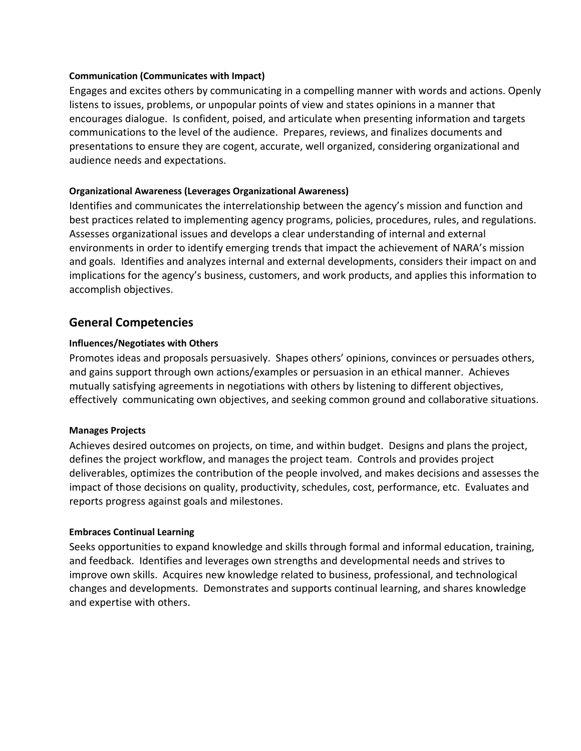#### Communication (Communicates with Impact)

Engages and excites others by communicating in a compelling manner with words and actions. Openly listens to issues, problems, or unpopular points of view and states opinions in a manner that encourages dialogue. Is confident, poised, and articulate when presenting information and targets communications to the level of the audience. Prepares, reviews, and finalizes documents and presentations to ensure they are cogent, accurate, well organized, considering organizational and audience needs and expectations.

#### Organizational Awareness (Leverages Organizational Awareness)

Identifies and communicates the interrelationship between the agency's mission and function and best practices related to implementing agency programs, policies, procedures, rules, and regulations. Assesses organizational issues and develops a clear understanding of internal and external environments in order to identify emerging trends that impact the achievement of NARA's mission and goals. Identifies and analyzes internal and external developments, considers their impact on and implications for the agency's business, customers, and work products, and applies this information to accomplish objectives.

## General Competencies

#### Influences/Negotiates with Others

Promotes ideas and proposals persuasively. Shapes others' opinions, convinces or persuades others, and gains support through own actions/examples or persuasion in an ethical manner. Achieves mutually satisfying agreements in negotiations with others by listening to different objectives, effectively communicating own objectives, and seeking common ground and collaborative situations.

#### Manages Projects

Achieves desired outcomes on projects, on time, and within budget. Designs and plans the project, defines the project workflow, and manages the project team. Controls and provides project deliverables, optimizes the contribution of the people involved, and makes decisions and assesses the impact of those decisions on quality, productivity, schedules, cost, performance, etc. Evaluates and reports progress against goals and milestones.

#### Embraces Continual Learning

Seeks opportunities to expand knowledge and skills through formal and informal education, training, and feedback. Identifies and leverages own strengths and developmental needs and strives to improve own skills. Acquires new knowledge related to business, professional, and technological changes and developments. Demonstrates and supports continual learning, and shares knowledge and expertise with others.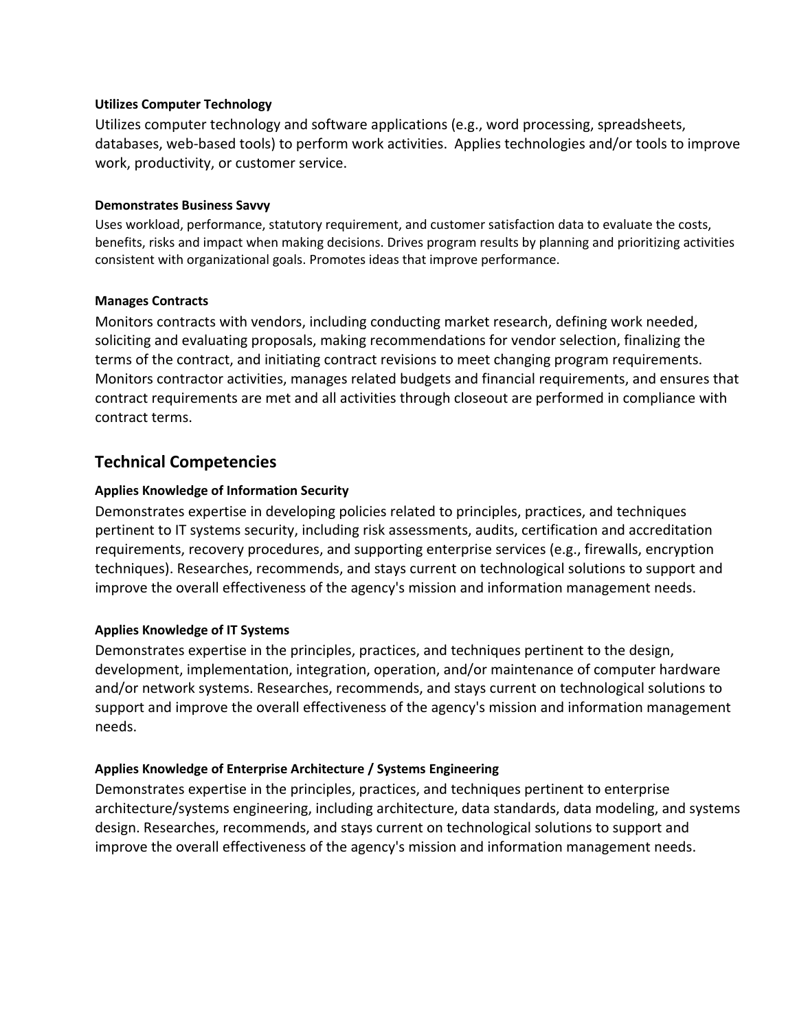**Utilizes Computer Technology**

Utilizes computer technology and software applications (e.g., word processing, spreadsheets, databases, web-based tools) to perform work activities. Applies technologies and/or tools to improve work, productivity, or customer service.

**Demonstrates Business Savvy**

Uses workload, performance, statutory requirement, and customer satisfaction data to evaluate the costs, benefits, risks and impact when making decisions. Drives program results by planning and prioritizing activities consistent with organizational goals. Promotes ideas that improve performance.

**Manages Contracts**

Monitors contracts with vendors, including conducting market research, defining work needed, soliciting and evaluating proposals, making recommendations for vendor selection, finalizing the terms of the contract, and initiating contract revisions to meet changing program requirements. Monitors contractor activities, manages related budgets and financial requirements, and ensures that contract requirements are met and all activities through closeout are performed in compliance with contract terms.

## Technical Competencies

**Applies Knowledge of Information Security**

Demonstrates expertise in developing policies related to principles, practices, and techniques pertinent to IT systems security, including risk assessments, audits, certification and accreditation requirements, recovery procedures, and supporting enterprise services (e.g., firewalls, encryption techniques). Researches, recommends, and stays current on technological solutions to support and improve the overall effectiveness of the agency's mission and information management needs.

**Applies Knowledge of IT Systems**

Demonstrates expertise in the principles, practices, and techniques pertinent to the design, development, implementation, integration, operation, and/or maintenance of computer hardware and/or network systems. Researches, recommends, and stays current on technological solutions to support and improve the overall effectiveness of the agency's mission and information management needs.

**Applies Knowledge of Enterprise Architecture / Systems Engineering**

Demonstrates expertise in the principles, practices, and techniques pertinent to enterprise architecture/systems engineering, including architecture, data standards, data modeling, and systems design. Researches, recommends, and stays current on technological solutions to support and improve the overall effectiveness of the agency's mission and information management needs.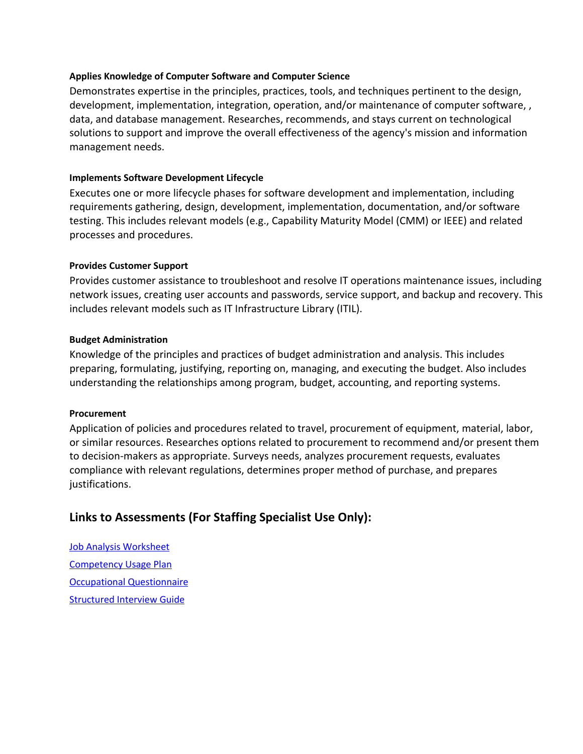**Applies Knowledge of Computer Software and Computer Science**

Demonstrates expertise in the principles, practices, tools, and techniques pertinent to the design, development, implementation, integration, operation, and/or maintenance of computer software, , data, and database management. Researches, recommends, and stays current on technological solutions to support and improve the overall effectiveness of the agency's mission and information management needs.

**Implements Software Development Lifecycle**

Executes one or more lifecycle phases for software development and implementation, including requirements gathering, design, development, implementation, documentation, and/or software testing. This includes relevant models (e.g., Capability Maturity Model (CMM) or IEEE) and related processes and procedures.

**Provides Customer Support**

Provides customer assistance to troubleshoot and resolve IT operations maintenance issues, including network issues, creating user accounts and passwords, service support, and backup and recovery. This includes relevant models such as IT Infrastructure Library (ITIL).

**Budget Administration**

Knowledge of the principles and practices of budget administration and analysis. This includes preparing, formulating, justifying, reporting on, managing, and executing the budget. Also includes understanding the relationships among program, budget, accounting, and reporting systems.

**Procurement**

Application of policies and procedures related to travel, procurement of equipment, material, labor, or similar resources. Researches options related to procurement to recommend and/or present them to decision-makers as appropriate. Surveys needs, analyzes procurement requests, evaluates compliance with relevant regulations, determines proper method of purchase, and prepares justifications.

## Links to Assessments (For Staffing Specialist Use Only):

Job Analysis Worksheet

Competency Usage Plan

Occupational Questionnaire

Structured Interview Guide